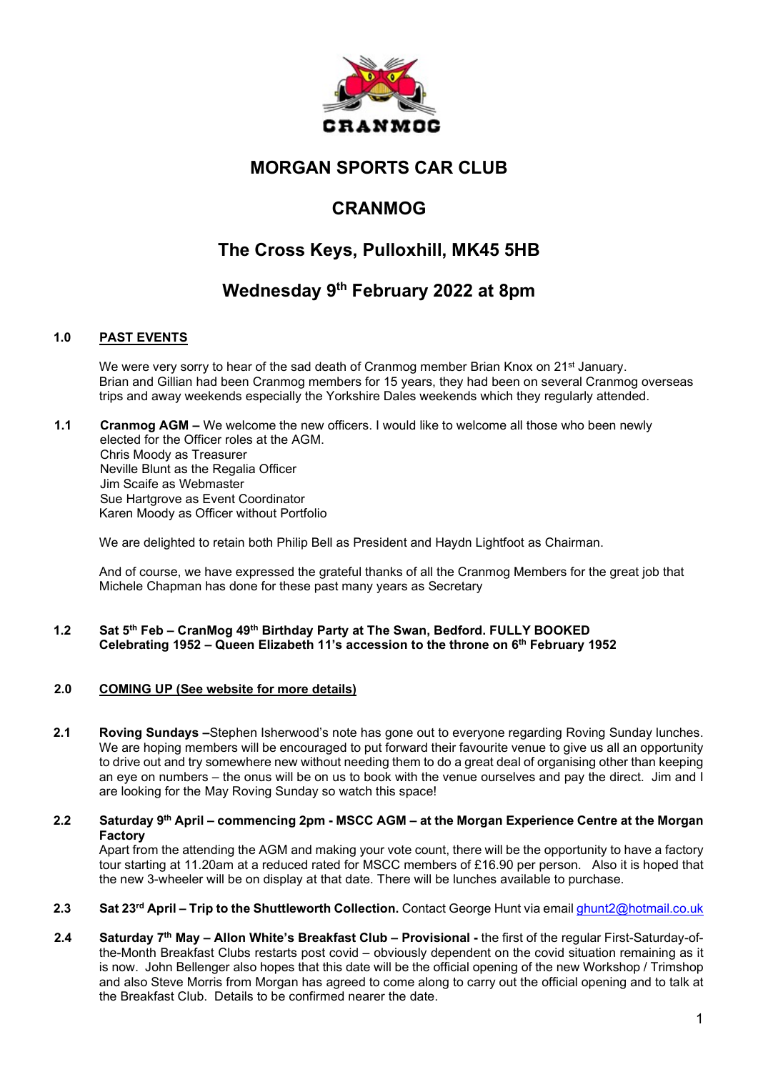# MORGAN SPORTS CAR CLUB

# CRANMOG

## The Cross Keys, Pulloxhill, MK45 5HB

## Wednesday 9th February 2022 at 8pm

**1.0 PAST EVENTS**

We were very sorry to hear of the sad death of Cranmog member Brian Knox on 21st January. Brian and Gillian had been Cranmog members for 15 years, they had been on several Cranmog overseas trips and away weekends especially the Yorkshire Dales weekends which they regularly attended.

**1.1 Cranmog AGM –** We welcome the new officers. I would like to welcome all those who been newly elected for the Officer roles at the AGM.
Chris Moody as Treasurer
Neville Blunt as the Regalia Officer
Jim Scaife as Webmaster
Sue Hartgrove as Event Coordinator
Karen Moody as Officer without Portfolio

We are delighted to retain both Philip Bell as President and Haydn Lightfoot as Chairman.

And of course, we have expressed the grateful thanks of all the Cranmog Members for the great job that Michele Chapman has done for these past many years as Secretary

**1.2 Sat 5th Feb – CranMog 49th Birthday Party at The Swan, Bedford. FULLY BOOKED**
**Celebrating 1952 – Queen Elizabeth 11's accession to the throne on 6th February 1952**

**2.0 COMING UP (See website for more details)**

**2.1 Roving Sundays –**Stephen Isherwood's note has gone out to everyone regarding Roving Sunday lunches. We are hoping members will be encouraged to put forward their favourite venue to give us all an opportunity to drive out and try somewhere new without needing them to do a great deal of organising other than keeping an eye on numbers – the onus will be on us to book with the venue ourselves and pay the direct. Jim and I are looking for the May Roving Sunday so watch this space!

**2.2 Saturday 9th April – commencing 2pm - MSCC AGM – at the Morgan Experience Centre at the Morgan Factory**
Apart from the attending the AGM and making your vote count, there will be the opportunity to have a factory tour starting at 11.20am at a reduced rated for MSCC members of £16.90 per person. Also it is hoped that the new 3-wheeler will be on display at that date. There will be lunches available to purchase.

**2.3 Sat 23rd April – Trip to the Shuttleworth Collection.** Contact George Hunt via email ghunt2@hotmail.co.uk

**2.4 Saturday 7th May – Allon White's Breakfast Club – Provisional -** the first of the regular First-Saturday-of-the-Month Breakfast Clubs restarts post covid – obviously dependent on the covid situation remaining as it is now. John Bellenger also hopes that this date will be the official opening of the new Workshop / Trimshop and also Steve Morris from Morgan has agreed to come along to carry out the official opening and to talk at the Breakfast Club. Details to be confirmed nearer the date.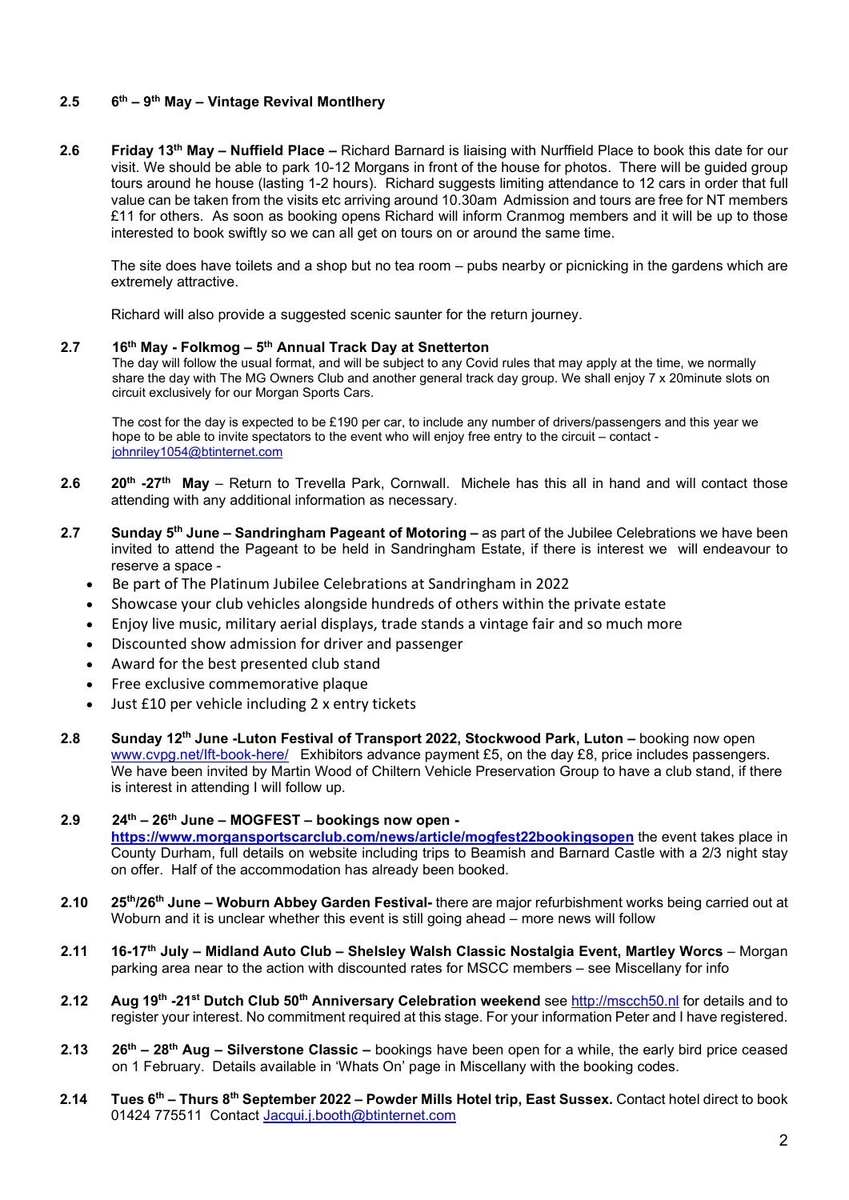**2.5 6th – 9th May – Vintage Revival Montlhery**

**2.6 Friday 13th May – Nuffield Place –** Richard Barnard is liaising with Nurffield Place to book this date for our visit. We should be able to park 10-12 Morgans in front of the house for photos. There will be guided group tours around he house (lasting 1-2 hours). Richard suggests limiting attendance to 12 cars in order that full value can be taken from the visits etc arriving around 10.30am Admission and tours are free for NT members £11 for others. As soon as booking opens Richard will inform Cranmog members and it will be up to those interested to book swiftly so we can all get on tours on or around the same time.

The site does have toilets and a shop but no tea room – pubs nearby or picnicking in the gardens which are extremely attractive.

Richard will also provide a suggested scenic saunter for the return journey.

**2.7 16th May - Folkmog – 5th Annual Track Day at Snetterton**
The day will follow the usual format, and will be subject to any Covid rules that may apply at the time, we normally share the day with The MG Owners Club and another general track day group. We shall enjoy 7 x 20minute slots on circuit exclusively for our Morgan Sports Cars.

The cost for the day is expected to be £190 per car, to include any number of drivers/passengers and this year we hope to be able to invite spectators to the event who will enjoy free entry to the circuit – contact - johnriley1054@btinternet.com

**2.6 20th -27th May** – Return to Trevella Park, Cornwall. Michele has this all in hand and will contact those attending with any additional information as necessary.

**2.7 Sunday 5th June – Sandringham Pageant of Motoring –** as part of the Jubilee Celebrations we have been invited to attend the Pageant to be held in Sandringham Estate, if there is interest we will endeavour to reserve a space -

- Be part of The Platinum Jubilee Celebrations at Sandringham in 2022
- Showcase your club vehicles alongside hundreds of others within the private estate
- Enjoy live music, military aerial displays, trade stands a vintage fair and so much more
- Discounted show admission for driver and passenger
- Award for the best presented club stand
- Free exclusive commemorative plaque
- Just £10 per vehicle including 2 x entry tickets

**2.8 Sunday 12th June -Luton Festival of Transport 2022, Stockwood Park, Luton –** booking now open www.cvpg.net/lft-book-here/ Exhibitors advance payment £5, on the day £8, price includes passengers. We have been invited by Martin Wood of Chiltern Vehicle Preservation Group to have a club stand, if there is interest in attending I will follow up.

**2.9 24th – 26th June – MOGFEST – bookings now open -**
**https://www.morgansportscarclub.com/news/article/mogfest22bookingsopen** the event takes place in County Durham, full details on website including trips to Beamish and Barnard Castle with a 2/3 night stay on offer. Half of the accommodation has already been booked.

**2.10 25th/26th June – Woburn Abbey Garden Festival-** there are major refurbishment works being carried out at Woburn and it is unclear whether this event is still going ahead – more news will follow

**2.11 16-17th July – Midland Auto Club – Shelsley Walsh Classic Nostalgia Event, Martley Worcs** – Morgan parking area near to the action with discounted rates for MSCC members – see Miscellany for info

**2.12 Aug 19th -21st Dutch Club 50th Anniversary Celebration weekend** see http://mscch50.nl for details and to register your interest. No commitment required at this stage. For your information Peter and I have registered.

**2.13 26th – 28th Aug – Silverstone Classic –** bookings have been open for a while, the early bird price ceased on 1 February. Details available in 'Whats On' page in Miscellany with the booking codes.

**2.14 Tues 6th – Thurs 8th September 2022 – Powder Mills Hotel trip, East Sussex.** Contact hotel direct to book 01424 775511 Contact Jacqui.j.booth@btinternet.com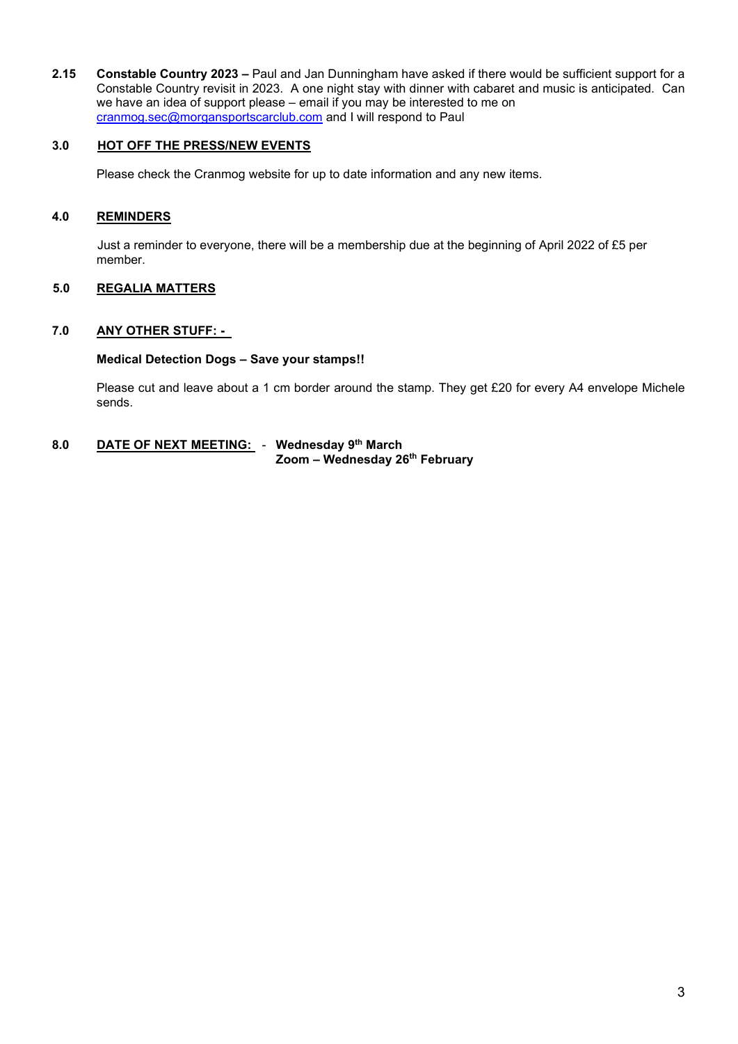**2.15 Constable Country 2023 –** Paul and Jan Dunningham have asked if there would be sufficient support for a Constable Country revisit in 2023. A one night stay with dinner with cabaret and music is anticipated. Can we have an idea of support please – email if you may be interested to me on cranmog.sec@morgansportscarclub.com and I will respond to Paul

## 3.0 HOT OFF THE PRESS/NEW EVENTS

Please check the Cranmog website for up to date information and any new items.

## 4.0 REMINDERS

Just a reminder to everyone, there will be a membership due at the beginning of April 2022 of £5 per member.

## 5.0 REGALIA MATTERS

## 7.0 ANY OTHER STUFF: -

**Medical Detection Dogs – Save your stamps!!**

Please cut and leave about a 1 cm border around the stamp. They get £20 for every A4 envelope Michele sends.

## 8.0 DATE OF NEXT MEETING: - Wednesday 9th March

**Zoom – Wednesday 26th February**